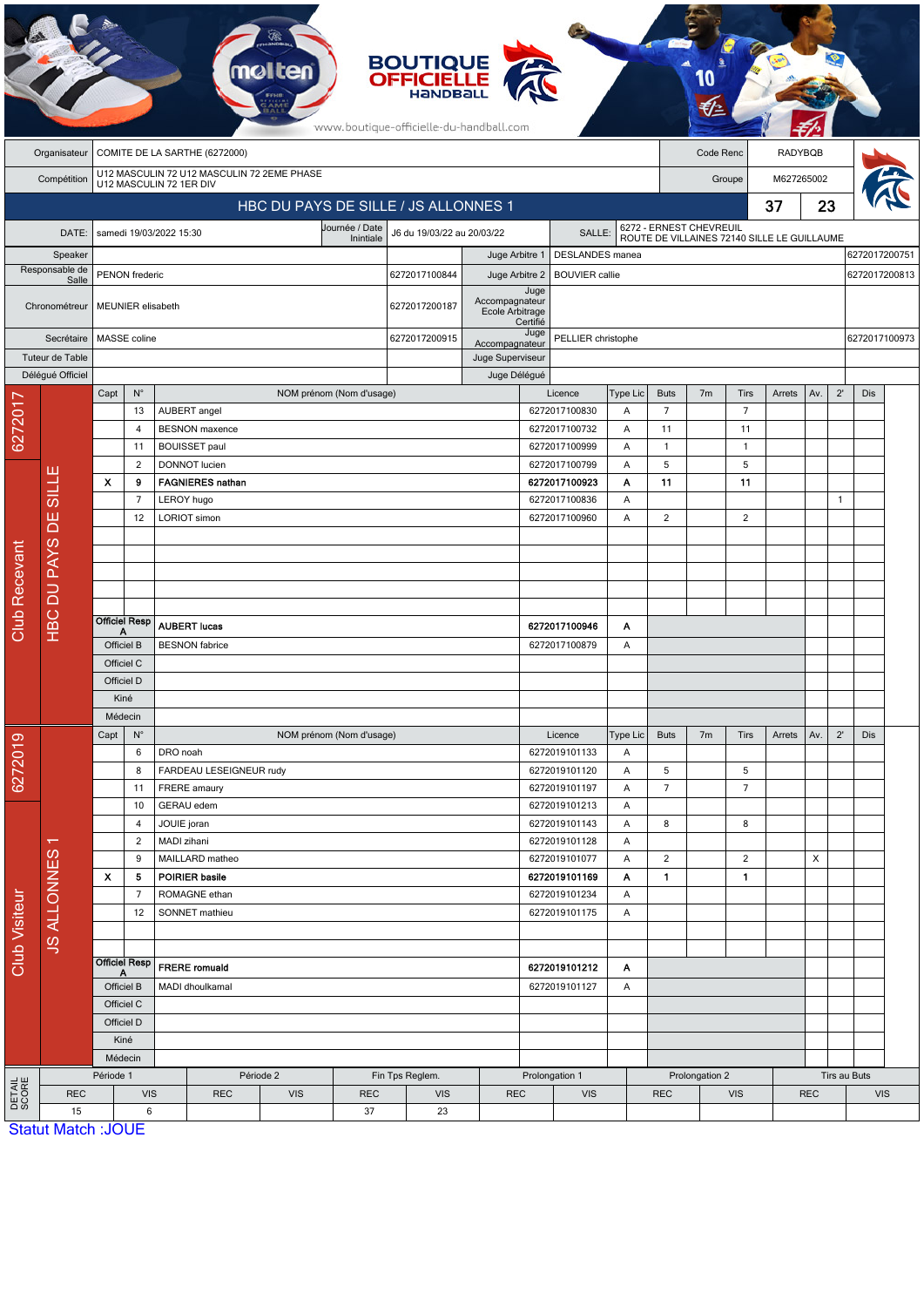# BOUTIQUE OFFICIELLE HANDBALL

www.boutique-officielle-du-handball.com

| | | | |
|---|---|---|---|
| Organisateur | COMITE DE LA SARTHE (6272000) | Code Renc | RADYBQB |
| Compétition | U12 MASCULIN 72 U12 MASCULIN 72 2EME PHASE U12 MASCULIN 72 1ER DIV | Groupe | M627265002 |

## HBC DU PAYS DE SILLE / JS ALLONNES 1 — 37 / 23

| | | | | | |
|---|---|---|---|---|---|
| DATE: | samedi 19/03/2022 15:30 | Journée / Date Initiale | J6 du 19/03/22 au 20/03/22 | SALLE: | 6272 - ERNEST CHEVREUIL ROUTE DE VILLAINES 72140 SILLE LE GUILLAUME |

| | | | | | |
|---|---|---|---|---|---|
| Speaker | | | Juge Arbitre 1 | DESLANDES manea | 6272017200751 |
| Responsable de Salle | PENON frederic | 6272017100844 | Juge Arbitre 2 | BOUVIER callie | 6272017200813 |
| Chronométreur | MEUNIER elisabeth | 6272017200187 | Juge Accompagnateur Ecole Arbitrage Certifié | | |
| Secrétaire | MASSE coline | 6272017200915 | Juge Accompagnateur | PELLIER christophe | 6272017100973 |
| Tuteur de Table | | | Juge Superviseur | | |
| Délégué Officiel | | | Juge Délégué | | |

### Club Recevant — 6272017 — HBC DU PAYS DE SILLE

| Capt | N° | NOM prénom (Nom d'usage) | Licence | Type Lic | Buts | 7m | Tirs | Arrets | Av. | 2' | Dis |
|---|---|---|---|---|---|---|---|---|---|---|---|
| | 13 | AUBERT angel | 6272017100830 | A | 7 | | 7 | | | | |
| | 4 | BESNON maxence | 6272017100732 | A | 11 | | 11 | | | | |
| | 11 | BOUISSET paul | 6272017100999 | A | 1 | | 1 | | | | |
| | 2 | DONNOT lucien | 6272017100799 | A | 5 | | 5 | | | | |
| X | 9 | **FAGNIERES nathan** | **6272017100923** | **A** | **11** | | **11** | | | | |
| | 7 | LEROY hugo | 6272017100836 | A | | | | | | 1 | |
| | 12 | LORIOT simon | 6272017100960 | A | 2 | | 2 | | | | |
| Officiel Resp A | | **AUBERT lucas** | **6272017100946** | **A** | | | | | | | |
| Officiel B | | BESNON fabrice | 6272017100879 | A | | | | | | | |
| Officiel C | | | | | | | | | | | |
| Officiel D | | | | | | | | | | | |
| Kiné | | | | | | | | | | | |
| Médecin | | | | | | | | | | | |

### Club Visiteur — 6272019 — JS ALLONNES 1

| Capt | N° | NOM prénom (Nom d'usage) | Licence | Type Lic | Buts | 7m | Tirs | Arrets | Av. | 2' | Dis |
|---|---|---|---|---|---|---|---|---|---|---|---|
| | 6 | DRO noah | 6272019101133 | A | | | | | | | |
| | 8 | FARDEAU LESEIGNEUR rudy | 6272019101120 | A | 5 | | 5 | | | | |
| | 11 | FRERE amaury | 6272019101197 | A | 7 | | 7 | | | | |
| | 10 | GERAU edem | 6272019101213 | A | | | | | | | |
| | 4 | JOUIE joran | 6272019101143 | A | 8 | | 8 | | | | |
| | 2 | MADI zihani | 6272019101128 | A | | | | | | | |
| | 9 | MAILLARD matheo | 6272019101077 | A | 2 | | 2 | | X | | |
| X | 5 | **POIRIER basile** | **6272019101169** | **A** | **1** | | **1** | | | | |
| | 7 | ROMAGNE ethan | 6272019101234 | A | | | | | | | |
| | 12 | SONNET mathieu | 6272019101175 | A | | | | | | | |
| Officiel Resp A | | **FRERE romuald** | **6272019101212** | **A** | | | | | | | |
| Officiel B | | MADI dhoulkamal | 6272019101127 | A | | | | | | | |
| Officiel C | | | | | | | | | | | |
| Officiel D | | | | | | | | | | | |
| Kiné | | | | | | | | | | | |
| Médecin | | | | | | | | | | | |

### DETAIL SCORE

| Période 1 | | Période 2 | | Fin Tps Reglem. | | Prolongation 1 | | Prolongation 2 | | Tirs au Buts | |
|---|---|---|---|---|---|---|---|---|---|---|---|
| REC | VIS | REC | VIS | REC | VIS | REC | VIS | REC | VIS | REC | VIS |
| 15 | 6 | | | 37 | 23 | | | | | | |

Statut Match :JOUE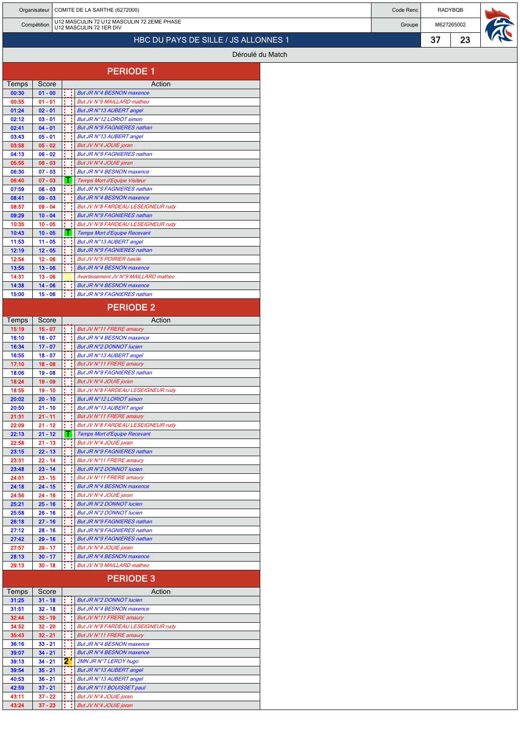| Organisateur | COMITE DE LA SARTHE (6272000) | Code Renc | RADYBQB |
|---|---|---|---|
| Compétition | U12 MASCULIN 72 U12 MASCULIN 72 2EME PHASE U12 MASCULIN 72 1ER DIV | Groupe | M627265002 |

## HBC DU PAYS DE SILLE / JS ALLONNES 1 — 37 - 23

Déroulé du Match

### PERIODE 1

| Temps | Score | Action |
|---|---|---|
| 00:30 | 01 - 00 | But JR N°4 BESNON maxence |
| 00:55 | 01 - 01 | But JV N°9 MAILLARD matheo |
| 01:24 | 02 - 01 | But JR N°13 AUBERT angel |
| 02:12 | 03 - 01 | But JR N°12 LORIOT simon |
| 02:41 | 04 - 01 | But JR N°9 FAGNIERES nathan |
| 03:43 | 05 - 01 | But JR N°13 AUBERT angel |
| 03:58 | 05 - 02 | But JV N°4 JOUIE joran |
| 04:13 | 06 - 02 | But JR N°9 FAGNIERES nathan |
| 05:55 | 06 - 03 | But JV N°4 JOUIE joran |
| 06:30 | 07 - 03 | But JR N°4 BESNON maxence |
| 06:40 | 07 - 03 | Temps Mort d'Equipe Visiteur |
| 07:59 | 08 - 03 | But JR N°9 FAGNIERES nathan |
| 08:41 | 09 - 03 | But JR N°4 BESNON maxence |
| 08:57 | 09 - 04 | But JV N°8 FARDEAU LESEIGNEUR rudy |
| 09:29 | 10 - 04 | But JR N°9 FAGNIERES nathan |
| 10:35 | 10 - 05 | But JV N°8 FARDEAU LESEIGNEUR rudy |
| 10:43 | 10 - 05 | Temps Mort d'Equipe Recevant |
| 11:53 | 11 - 05 | But JR N°13 AUBERT angel |
| 12:19 | 12 - 05 | But JR N°9 FAGNIERES nathan |
| 12:54 | 12 - 06 | But JV N°5 POIRIER basile |
| 13:56 | 13 - 06 | But JR N°4 BESNON maxence |
| 14:31 | 13 - 06 | Avertissement JV N°9 MAILLARD matheo |
| 14:38 | 14 - 06 | But JR N°4 BESNON maxence |
| 15:00 | 15 - 06 | But JR N°9 FAGNIERES nathan |

### PERIODE 2

| Temps | Score | Action |
|---|---|---|
| 15:19 | 15 - 07 | But JV N°11 FRERE amaury |
| 16:10 | 16 - 07 | But JR N°4 BESNON maxence |
| 16:34 | 17 - 07 | But JR N°2 DONNOT lucien |
| 16:55 | 18 - 07 | But JR N°13 AUBERT angel |
| 17:10 | 18 - 08 | But JV N°11 FRERE amaury |
| 18:06 | 19 - 08 | But JR N°9 FAGNIERES nathan |
| 18:24 | 19 - 09 | But JV N°4 JOUIE joran |
| 18:55 | 19 - 10 | But JV N°8 FARDEAU LESEIGNEUR rudy |
| 20:02 | 20 - 10 | But JR N°12 LORIOT simon |
| 20:50 | 21 - 10 | But JR N°13 AUBERT angel |
| 21:31 | 21 - 11 | But JV N°11 FRERE amaury |
| 22:09 | 21 - 12 | But JV N°8 FARDEAU LESEIGNEUR rudy |
| 22:13 | 21 - 12 | Temps Mort d'Equipe Recevant |
| 22:58 | 21 - 13 | But JV N°4 JOUIE joran |
| 23:15 | 22 - 13 | But JR N°9 FAGNIERES nathan |
| 23:31 | 22 - 14 | But JV N°11 FRERE amaury |
| 23:48 | 23 - 14 | But JR N°2 DONNOT lucien |
| 24:01 | 23 - 15 | But JV N°11 FRERE amaury |
| 24:18 | 24 - 15 | But JR N°4 BESNON maxence |
| 24:56 | 24 - 16 | But JV N°4 JOUIE joran |
| 25:21 | 25 - 16 | But JR N°2 DONNOT lucien |
| 25:58 | 26 - 16 | But JR N°2 DONNOT lucien |
| 26:18 | 27 - 16 | But JR N°9 FAGNIERES nathan |
| 27:12 | 28 - 16 | But JR N°9 FAGNIERES nathan |
| 27:42 | 29 - 16 | But JR N°9 FAGNIERES nathan |
| 27:57 | 29 - 17 | But JV N°4 JOUIE joran |
| 28:13 | 30 - 17 | But JR N°4 BESNON maxence |
| 29:13 | 30 - 18 | But JV N°9 MAILLARD matheo |

### PERIODE 3

| Temps | Score | Action |
|---|---|---|
| 31:25 | 31 - 18 | But JR N°2 DONNOT lucien |
| 31:51 | 32 - 18 | But JR N°4 BESNON maxence |
| 32:44 | 32 - 19 | But JV N°11 FRERE amaury |
| 34:52 | 32 - 20 | But JV N°8 FARDEAU LESEIGNEUR rudy |
| 35:43 | 32 - 21 | But JV N°11 FRERE amaury |
| 36:16 | 33 - 21 | But JR N°4 BESNON maxence |
| 39:07 | 34 - 21 | But JR N°4 BESNON maxence |
| 39:13 | 34 - 21 | 2MN JR N°7 LEROY hugo |
| 39:54 | 35 - 21 | But JR N°13 AUBERT angel |
| 40:53 | 36 - 21 | But JR N°13 AUBERT angel |
| 42:59 | 37 - 21 | But JR N°11 BOUISSET paul |
| 43:11 | 37 - 22 | But JV N°4 JOUIE joran |
| 43:24 | 37 - 23 | But JV N°4 JOUIE joran |